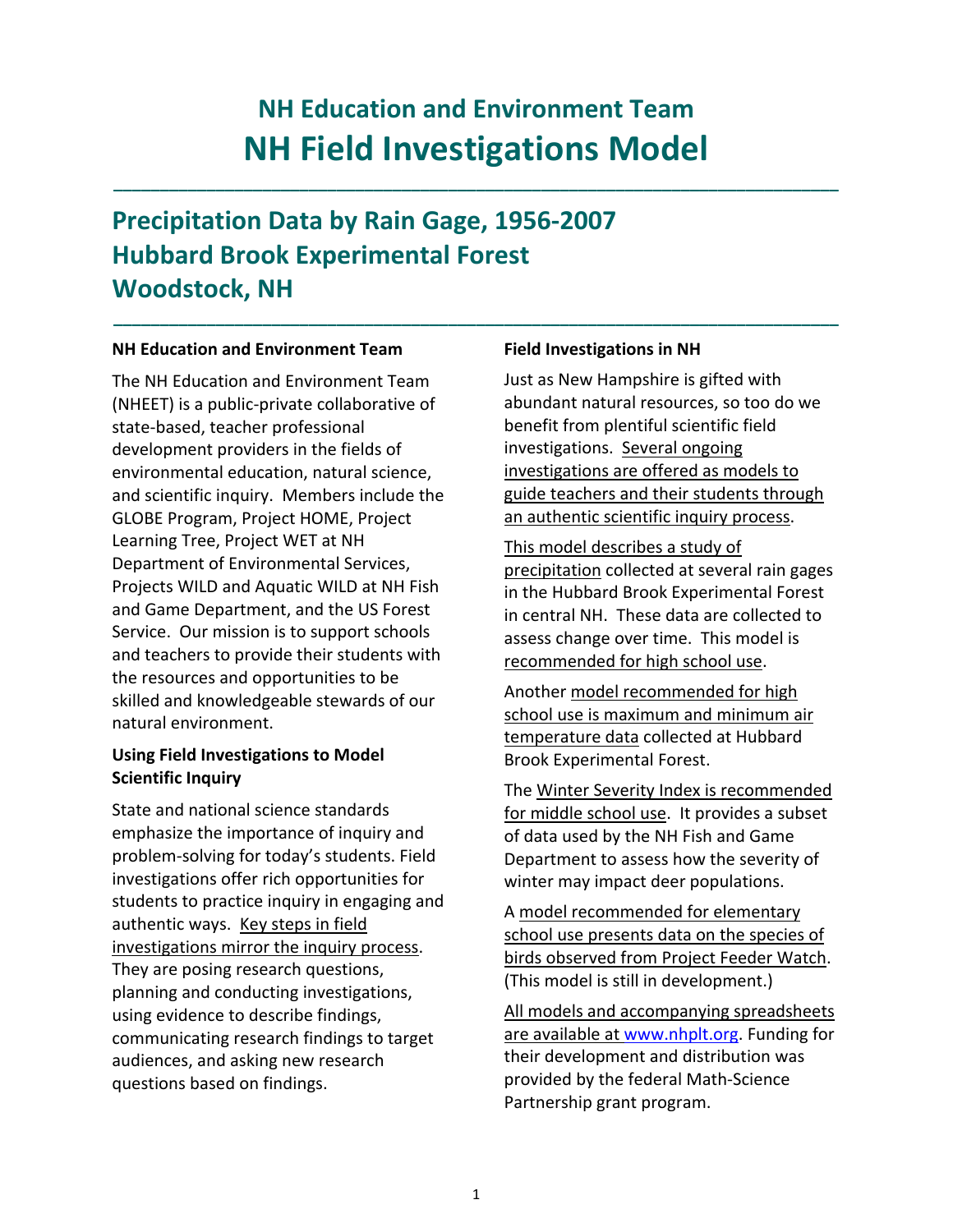# NH Education and Environment Team
# NH Field Investigations Model

## Precipitation Data by Rain Gage, 1956-2007
## Hubbard Brook Experimental Forest
## Woodstock, NH

**NH Education and Environment Team**

The NH Education and Environment Team (NHEET) is a public-private collaborative of state-based, teacher professional development providers in the fields of environmental education, natural science, and scientific inquiry. Members include the GLOBE Program, Project HOME, Project Learning Tree, Project WET at NH Department of Environmental Services, Projects WILD and Aquatic WILD at NH Fish and Game Department, and the US Forest Service. Our mission is to support schools and teachers to provide their students with the resources and opportunities to be skilled and knowledgeable stewards of our natural environment.

**Using Field Investigations to Model Scientific Inquiry**

State and national science standards emphasize the importance of inquiry and problem-solving for today's students. Field investigations offer rich opportunities for students to practice inquiry in engaging and authentic ways. Key steps in field investigations mirror the inquiry process. They are posing research questions, planning and conducting investigations, using evidence to describe findings, communicating research findings to target audiences, and asking new research questions based on findings.

**Field Investigations in NH**

Just as New Hampshire is gifted with abundant natural resources, so too do we benefit from plentiful scientific field investigations. Several ongoing investigations are offered as models to guide teachers and their students through an authentic scientific inquiry process.

This model describes a study of precipitation collected at several rain gages in the Hubbard Brook Experimental Forest in central NH. These data are collected to assess change over time. This model is recommended for high school use.

Another model recommended for high school use is maximum and minimum air temperature data collected at Hubbard Brook Experimental Forest.

The Winter Severity Index is recommended for middle school use. It provides a subset of data used by the NH Fish and Game Department to assess how the severity of winter may impact deer populations.

A model recommended for elementary school use presents data on the species of birds observed from Project Feeder Watch. (This model is still in development.)

All models and accompanying spreadsheets are available at www.nhplt.org. Funding for their development and distribution was provided by the federal Math-Science Partnership grant program.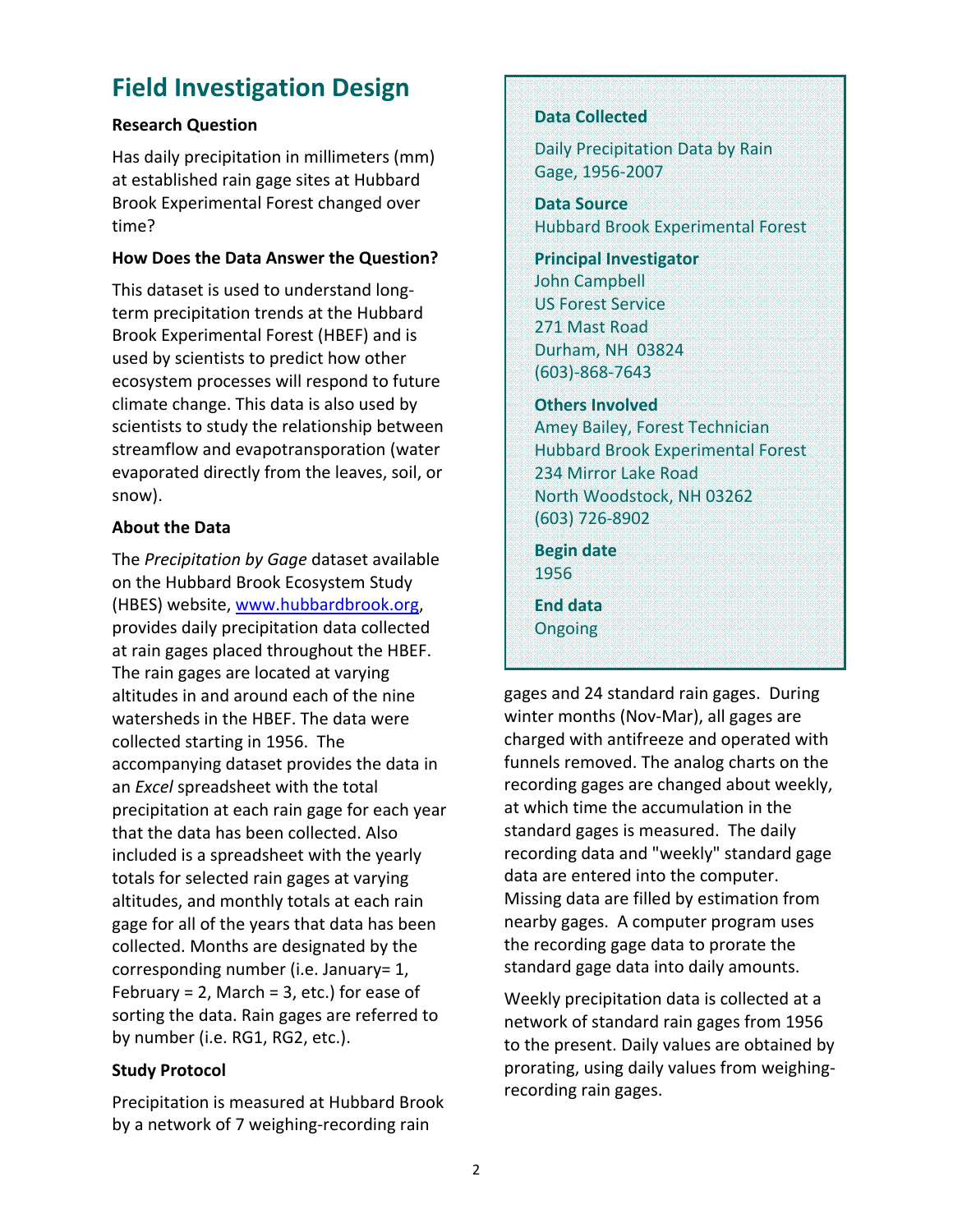# Field Investigation Design

**Research Question**

Has daily precipitation in millimeters (mm) at established rain gage sites at Hubbard Brook Experimental Forest changed over time?

**How Does the Data Answer the Question?**

This dataset is used to understand long-term precipitation trends at the Hubbard Brook Experimental Forest (HBEF) and is used by scientists to predict how other ecosystem processes will respond to future climate change. This data is also used by scientists to study the relationship between streamflow and evapotransporation (water evaporated directly from the leaves, soil, or snow).

**About the Data**

The *Precipitation by Gage* dataset available on the Hubbard Brook Ecosystem Study (HBES) website, [www.hubbardbrook.org](www.hubbardbrook.org), provides daily precipitation data collected at rain gages placed throughout the HBEF. The rain gages are located at varying altitudes in and around each of the nine watersheds in the HBEF. The data were collected starting in 1956. The accompanying dataset provides the data in an *Excel* spreadsheet with the total precipitation at each rain gage for each year that the data has been collected. Also included is a spreadsheet with the yearly totals for selected rain gages at varying altitudes, and monthly totals at each rain gage for all of the years that data has been collected. Months are designated by the corresponding number (i.e. January= 1, February = 2, March = 3, etc.) for ease of sorting the data. Rain gages are referred to by number (i.e. RG1, RG2, etc.).

**Study Protocol**

Precipitation is measured at Hubbard Brook by a network of 7 weighing-recording rain gages and 24 standard rain gages. During winter months (Nov-Mar), all gages are charged with antifreeze and operated with funnels removed. The analog charts on the recording gages are changed about weekly, at which time the accumulation in the standard gages is measured. The daily recording data and "weekly" standard gage data are entered into the computer. Missing data are filled by estimation from nearby gages. A computer program uses the recording gage data to prorate the standard gage data into daily amounts.

Weekly precipitation data is collected at a network of standard rain gages from 1956 to the present. Daily values are obtained by prorating, using daily values from weighing-recording rain gages.

**Data Collected**

Daily Precipitation Data by Rain Gage, 1956-2007

**Data Source**
Hubbard Brook Experimental Forest

**Principal Investigator**
John Campbell
US Forest Service
271 Mast Road
Durham, NH 03824
(603)-868-7643

**Others Involved**
Amey Bailey, Forest Technician
Hubbard Brook Experimental Forest
234 Mirror Lake Road
North Woodstock, NH 03262
(603) 726-8902

**Begin date**
1956

**End data**
Ongoing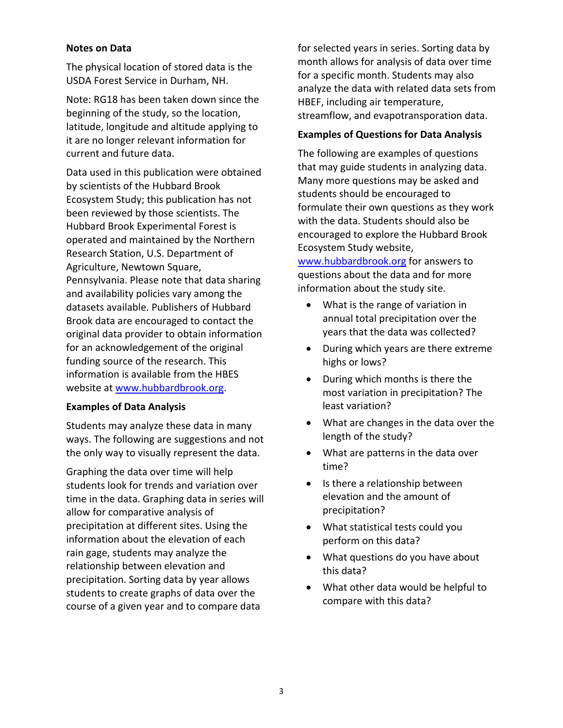**Notes on Data**

The physical location of stored data is the USDA Forest Service in Durham, NH.

Note: RG18 has been taken down since the beginning of the study, so the location, latitude, longitude and altitude applying to it are no longer relevant information for current and future data.

Data used in this publication were obtained by scientists of the Hubbard Brook Ecosystem Study; this publication has not been reviewed by those scientists. The Hubbard Brook Experimental Forest is operated and maintained by the Northern Research Station, U.S. Department of Agriculture, Newtown Square, Pennsylvania. Please note that data sharing and availability policies vary among the datasets available. Publishers of Hubbard Brook data are encouraged to contact the original data provider to obtain information for an acknowledgement of the original funding source of the research. This information is available from the HBES website at [www.hubbardbrook.org](www.hubbardbrook.org).

**Examples of Data Analysis**

Students may analyze these data in many ways. The following are suggestions and not the only way to visually represent the data.

Graphing the data over time will help students look for trends and variation over time in the data. Graphing data in series will allow for comparative analysis of precipitation at different sites. Using the information about the elevation of each rain gage, students may analyze the relationship between elevation and precipitation. Sorting data by year allows students to create graphs of data over the course of a given year and to compare data for selected years in series. Sorting data by month allows for analysis of data over time for a specific month. Students may also analyze the data with related data sets from HBEF, including air temperature, streamflow, and evapotransporation data.

**Examples of Questions for Data Analysis**

The following are examples of questions that may guide students in analyzing data. Many more questions may be asked and students should be encouraged to formulate their own questions as they work with the data. Students should also be encouraged to explore the Hubbard Brook Ecosystem Study website, [www.hubbardbrook.org](www.hubbardbrook.org) for answers to questions about the data and for more information about the study site.

- What is the range of variation in annual total precipitation over the years that the data was collected?
- During which years are there extreme highs or lows?
- During which months is there the most variation in precipitation? The least variation?
- What are changes in the data over the length of the study?
- What are patterns in the data over time?
- Is there a relationship between elevation and the amount of precipitation?
- What statistical tests could you perform on this data?
- What questions do you have about this data?
- What other data would be helpful to compare with this data?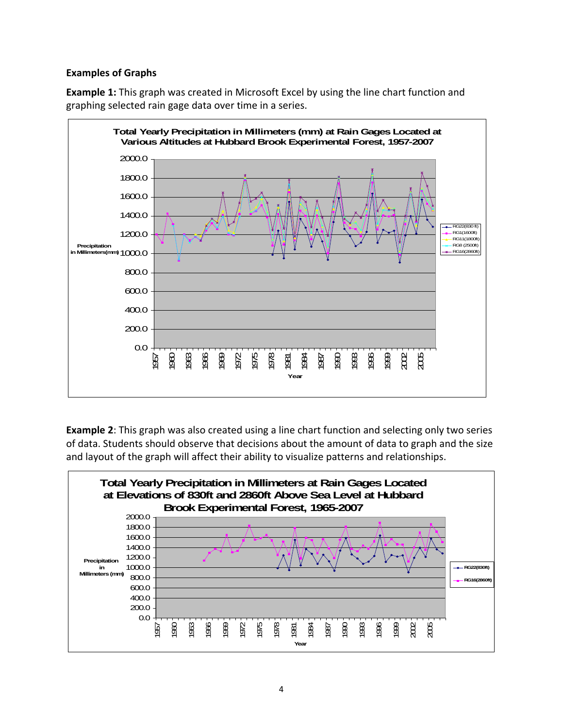**Examples of Graphs**

**Example 1:** This graph was created in Microsoft Excel by using the line chart function and graphing selected rain gage data over time in a series.

**Example 2**: This graph was also created using a line chart function and selecting only two series of data. Students should observe that decisions about the amount of data to graph and the size and layout of the graph will affect their ability to visualize patterns and relationships.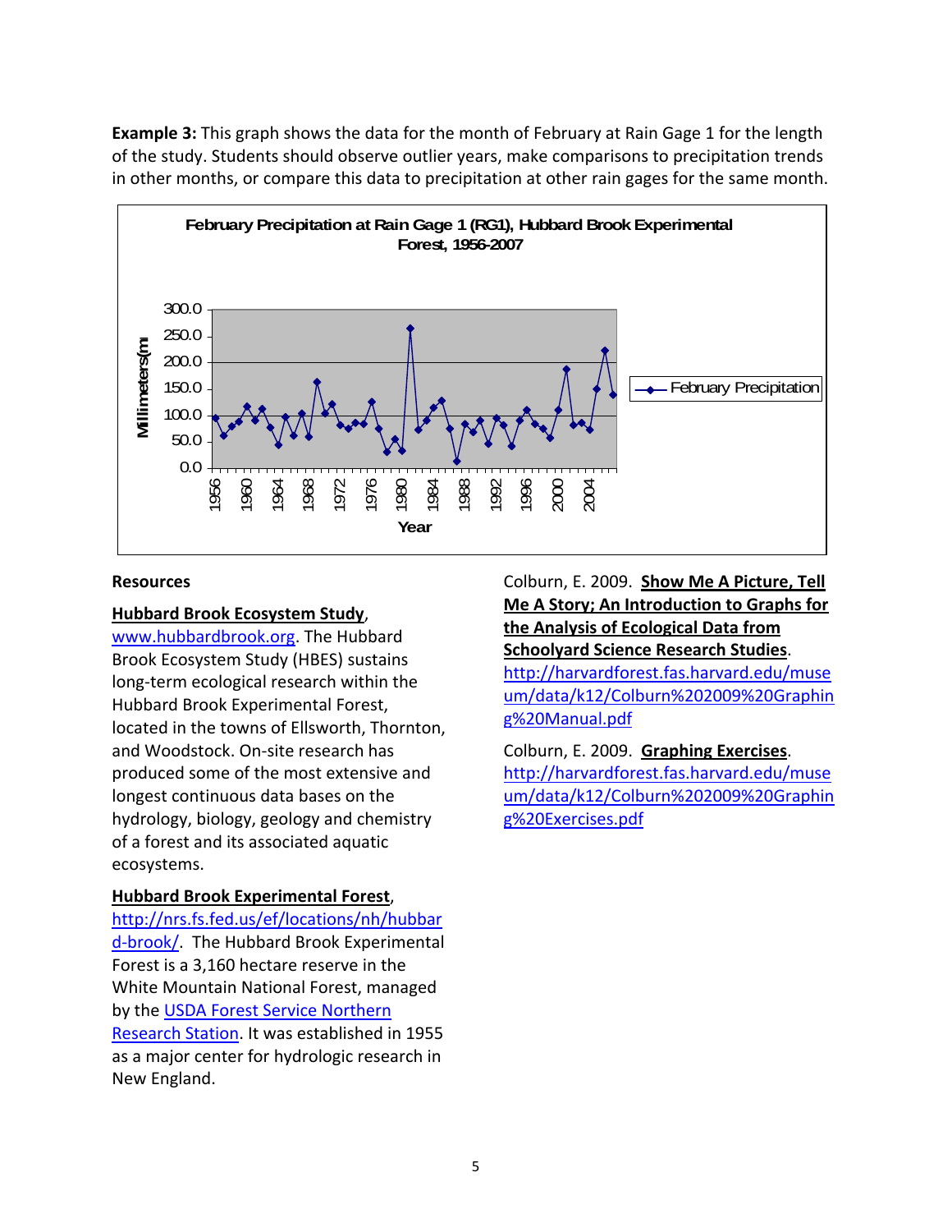**Example 3:** This graph shows the data for the month of February at Rain Gage 1 for the length of the study. Students should observe outlier years, make comparisons to precipitation trends in other months, or compare this data to precipitation at other rain gages for the same month.

**February Precipitation at Rain Gage 1 (RG1), Hubbard Brook Experimental Forest, 1956-2007**

Millimeters(mi

300.0
250.0
200.0
150.0
100.0
50.0
0.0

1956 1960 1964 1968 1972 1976 1980 1984 1988 1992 1996 2000 2004

Year

February Precipitation

## Resources

**Hubbard Brook Ecosystem Study**, www.hubbardbrook.org. The Hubbard Brook Ecosystem Study (HBES) sustains long-term ecological research within the Hubbard Brook Experimental Forest, located in the towns of Ellsworth, Thornton, and Woodstock. On-site research has produced some of the most extensive and longest continuous data bases on the hydrology, biology, geology and chemistry of a forest and its associated aquatic ecosystems.

**Hubbard Brook Experimental Forest**, http://nrs.fs.fed.us/ef/locations/nh/hubbard-brook/. The Hubbard Brook Experimental Forest is a 3,160 hectare reserve in the White Mountain National Forest, managed by the USDA Forest Service Northern Research Station. It was established in 1955 as a major center for hydrologic research in New England.

Colburn, E. 2009. **Show Me A Picture, Tell Me A Story; An Introduction to Graphs for the Analysis of Ecological Data from Schoolyard Science Research Studies**. http://harvardforest.fas.harvard.edu/museum/data/k12/Colburn%202009%20Graphing%20Manual.pdf

Colburn, E. 2009. **Graphing Exercises**. http://harvardforest.fas.harvard.edu/museum/data/k12/Colburn%202009%20Graphing%20Exercises.pdf